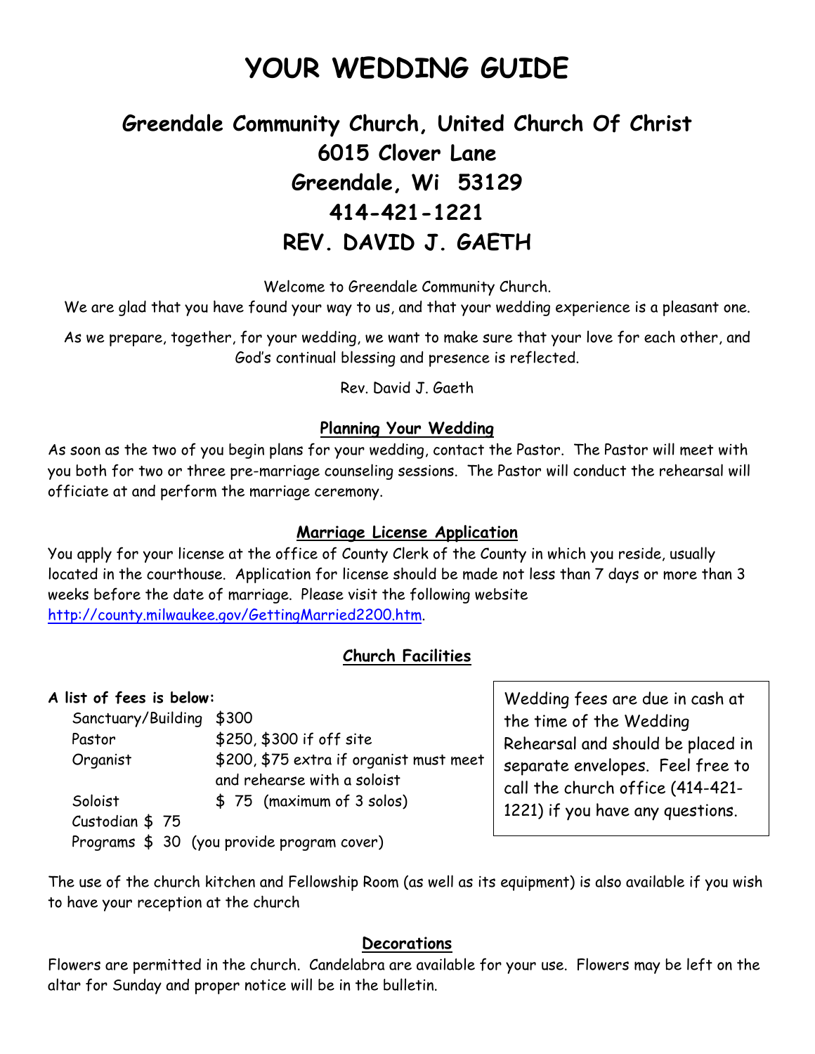# YOUR WEDDING GUIDE

## Greendale Community Church, United Church Of Christ
## 6015 Clover Lane
## Greendale, Wi 53129
## 414-421-1221
## REV. DAVID J. GAETH

Welcome to Greendale Community Church.
We are glad that you have found your way to us, and that your wedding experience is a pleasant one.

As we prepare, together, for your wedding, we want to make sure that your love for each other, and God's continual blessing and presence is reflected.

Rev. David J. Gaeth

### Planning Your Wedding

As soon as the two of you begin plans for your wedding, contact the Pastor. The Pastor will meet with you both for two or three pre-marriage counseling sessions. The Pastor will conduct the rehearsal will officiate at and perform the marriage ceremony.

### Marriage License Application

You apply for your license at the office of County Clerk of the County in which you reside, usually located in the courthouse. Application for license should be made not less than 7 days or more than 3 weeks before the date of marriage. Please visit the following website http://county.milwaukee.gov/GettingMarried2200.htm.

### Church Facilities

**A list of fees is below:**

| | |
|---|---|
| Sanctuary/Building | $300 |
| Pastor | $250, $300 if off site |
| Organist | $200, $75 extra if organist must meet and rehearse with a soloist |
| Soloist | $ 75 (maximum of 3 solos) |
| Custodian | $ 75 |
| Programs | $ 30 (you provide program cover) |

Wedding fees are due in cash at the time of the Wedding Rehearsal and should be placed in separate envelopes. Feel free to call the church office (414-421-1221) if you have any questions.

The use of the church kitchen and Fellowship Room (as well as its equipment) is also available if you wish to have your reception at the church

### Decorations

Flowers are permitted in the church. Candelabra are available for your use. Flowers may be left on the altar for Sunday and proper notice will be in the bulletin.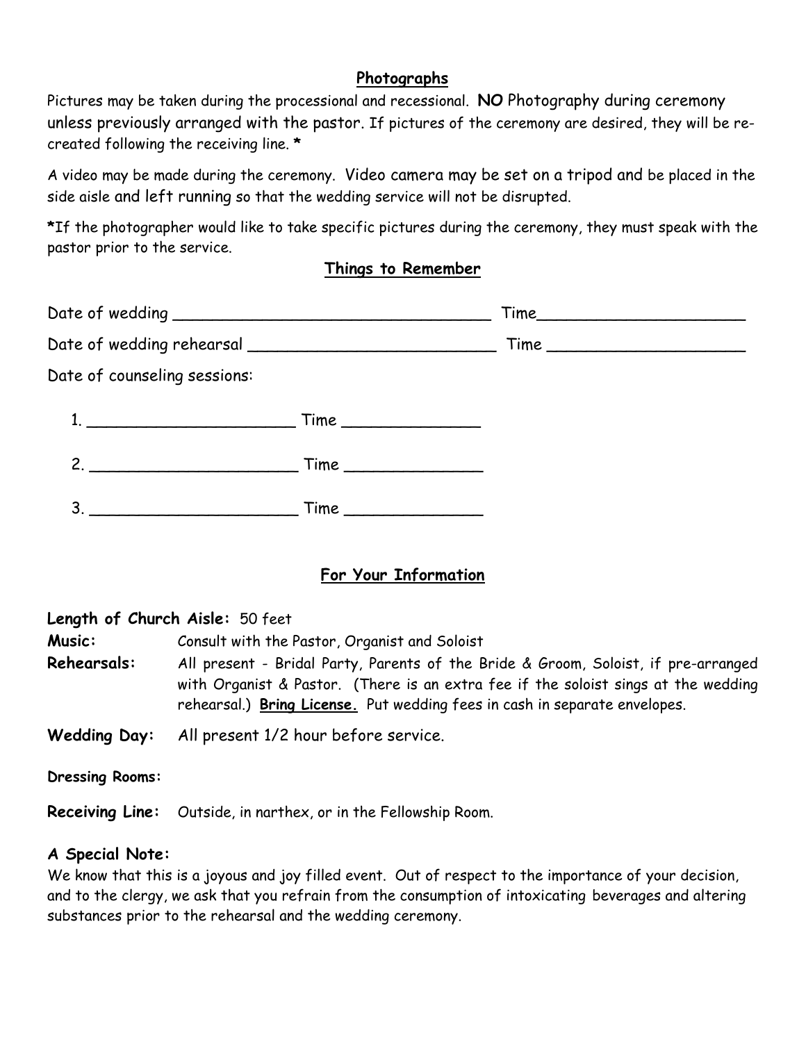## Photographs

Pictures may be taken during the processional and recessional. **NO** Photography during ceremony unless previously arranged with the pastor. If pictures of the ceremony are desired, they will be re-created following the receiving line. *

A video may be made during the ceremony. Video camera may be set on a tripod and be placed in the side aisle and left running so that the wedding service will not be disrupted.

*If the photographer would like to take specific pictures during the ceremony, they must speak with the pastor prior to the service.

## Things to Remember

Date of wedding ________________________________ Time____________________

Date of wedding rehearsal __________________________ Time ___________________

Date of counseling sessions:

1. _____________________ Time ______________
2. _____________________ Time ______________
3. _____________________ Time ______________

## For Your Information

**Length of Church Aisle:** 50 feet

**Music:** Consult with the Pastor, Organist and Soloist

**Rehearsals:** All present - Bridal Party, Parents of the Bride & Groom, Soloist, if pre-arranged with Organist & Pastor. (There is an extra fee if the soloist sings at the wedding rehearsal.) **Bring License.** Put wedding fees in cash in separate envelopes.

**Wedding Day:** All present 1/2 hour before service.

**Dressing Rooms:**

**Receiving Line:** Outside, in narthex, or in the Fellowship Room.

### A Special Note:

We know that this is a joyous and joy filled event. Out of respect to the importance of your decision, and to the clergy, we ask that you refrain from the consumption of intoxicating beverages and altering substances prior to the rehearsal and the wedding ceremony.